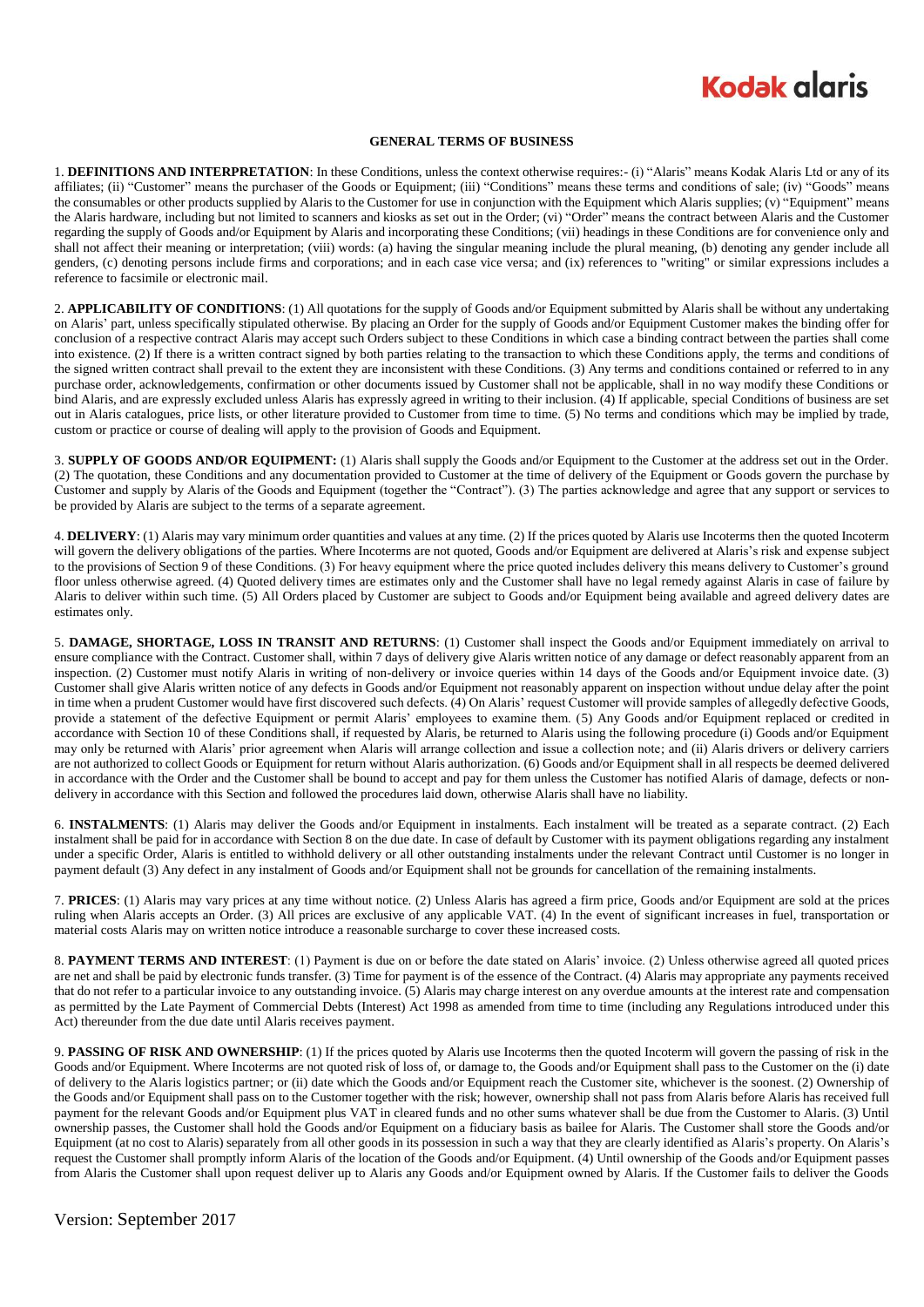Kodak alaris

# GENERAL TERMS OF BUSINESS

1. **DEFINITIONS AND INTERPRETATION**: In these Conditions, unless the context otherwise requires:- (i) "Alaris" means Kodak Alaris Ltd or any of its affiliates; (ii) "Customer" means the purchaser of the Goods or Equipment; (iii) "Conditions" means these terms and conditions of sale; (iv) "Goods" means the consumables or other products supplied by Alaris to the Customer for use in conjunction with the Equipment which Alaris supplies; (v) "Equipment" means the Alaris hardware, including but not limited to scanners and kiosks as set out in the Order; (vi) "Order" means the contract between Alaris and the Customer regarding the supply of Goods and/or Equipment by Alaris and incorporating these Conditions; (vii) headings in these Conditions are for convenience only and shall not affect their meaning or interpretation; (viii) words: (a) having the singular meaning include the plural meaning, (b) denoting any gender include all genders, (c) denoting persons include firms and corporations; and in each case vice versa; and (ix) references to "writing" or similar expressions includes a reference to facsimile or electronic mail.

2. **APPLICABILITY OF CONDITIONS**: (1) All quotations for the supply of Goods and/or Equipment submitted by Alaris shall be without any undertaking on Alaris' part, unless specifically stipulated otherwise. By placing an Order for the supply of Goods and/or Equipment Customer makes the binding offer for conclusion of a respective contract Alaris may accept such Orders subject to these Conditions in which case a binding contract between the parties shall come into existence. (2) If there is a written contract signed by both parties relating to the transaction to which these Conditions apply, the terms and conditions of the signed written contract shall prevail to the extent they are inconsistent with these Conditions. (3) Any terms and conditions contained or referred to in any purchase order, acknowledgements, confirmation or other documents issued by Customer shall not be applicable, shall in no way modify these Conditions or bind Alaris, and are expressly excluded unless Alaris has expressly agreed in writing to their inclusion. (4) If applicable, special Conditions of business are set out in Alaris catalogues, price lists, or other literature provided to Customer from time to time. (5) No terms and conditions which may be implied by trade, custom or practice or course of dealing will apply to the provision of Goods and Equipment.

3. **SUPPLY OF GOODS AND/OR EQUIPMENT:** (1) Alaris shall supply the Goods and/or Equipment to the Customer at the address set out in the Order. (2) The quotation, these Conditions and any documentation provided to Customer at the time of delivery of the Equipment or Goods govern the purchase by Customer and supply by Alaris of the Goods and Equipment (together the "Contract"). (3) The parties acknowledge and agree that any support or services to be provided by Alaris are subject to the terms of a separate agreement.

4. **DELIVERY**: (1) Alaris may vary minimum order quantities and values at any time. (2) If the prices quoted by Alaris use Incoterms then the quoted Incoterm will govern the delivery obligations of the parties. Where Incoterms are not quoted, Goods and/or Equipment are delivered at Alaris's risk and expense subject to the provisions of Section 9 of these Conditions. (3) For heavy equipment where the price quoted includes delivery this means delivery to Customer's ground floor unless otherwise agreed. (4) Quoted delivery times are estimates only and the Customer shall have no legal remedy against Alaris in case of failure by Alaris to deliver within such time. (5) All Orders placed by Customer are subject to Goods and/or Equipment being available and agreed delivery dates are estimates only.

5. **DAMAGE, SHORTAGE, LOSS IN TRANSIT AND RETURNS**: (1) Customer shall inspect the Goods and/or Equipment immediately on arrival to ensure compliance with the Contract. Customer shall, within 7 days of delivery give Alaris written notice of any damage or defect reasonably apparent from an inspection. (2) Customer must notify Alaris in writing of non-delivery or invoice queries within 14 days of the Goods and/or Equipment invoice date. (3) Customer shall give Alaris written notice of any defects in Goods and/or Equipment not reasonably apparent on inspection without undue delay after the point in time when a prudent Customer would have first discovered such defects. (4) On Alaris' request Customer will provide samples of allegedly defective Goods, provide a statement of the defective Equipment or permit Alaris' employees to examine them. (5) Any Goods and/or Equipment replaced or credited in accordance with Section 10 of these Conditions shall, if requested by Alaris, be returned to Alaris using the following procedure (i) Goods and/or Equipment may only be returned with Alaris' prior agreement when Alaris will arrange collection and issue a collection note; and (ii) Alaris drivers or delivery carriers are not authorized to collect Goods or Equipment for return without Alaris authorization. (6) Goods and/or Equipment shall in all respects be deemed delivered in accordance with the Order and the Customer shall be bound to accept and pay for them unless the Customer has notified Alaris of damage, defects or non-delivery in accordance with this Section and followed the procedures laid down, otherwise Alaris shall have no liability.

6. **INSTALMENTS**: (1) Alaris may deliver the Goods and/or Equipment in instalments. Each instalment will be treated as a separate contract. (2) Each instalment shall be paid for in accordance with Section 8 on the due date. In case of default by Customer with its payment obligations regarding any instalment under a specific Order, Alaris is entitled to withhold delivery or all other outstanding instalments under the relevant Contract until Customer is no longer in payment default (3) Any defect in any instalment of Goods and/or Equipment shall not be grounds for cancellation of the remaining instalments.

7. **PRICES**: (1) Alaris may vary prices at any time without notice. (2) Unless Alaris has agreed a firm price, Goods and/or Equipment are sold at the prices ruling when Alaris accepts an Order. (3) All prices are exclusive of any applicable VAT. (4) In the event of significant increases in fuel, transportation or material costs Alaris may on written notice introduce a reasonable surcharge to cover these increased costs.

8. **PAYMENT TERMS AND INTEREST**: (1) Payment is due on or before the date stated on Alaris' invoice. (2) Unless otherwise agreed all quoted prices are net and shall be paid by electronic funds transfer. (3) Time for payment is of the essence of the Contract. (4) Alaris may appropriate any payments received that do not refer to a particular invoice to any outstanding invoice. (5) Alaris may charge interest on any overdue amounts at the interest rate and compensation as permitted by the Late Payment of Commercial Debts (Interest) Act 1998 as amended from time to time (including any Regulations introduced under this Act) thereunder from the due date until Alaris receives payment.

9. **PASSING OF RISK AND OWNERSHIP**: (1) If the prices quoted by Alaris use Incoterms then the quoted Incoterm will govern the passing of risk in the Goods and/or Equipment. Where Incoterms are not quoted risk of loss of, or damage to, the Goods and/or Equipment shall pass to the Customer on the (i) date of delivery to the Alaris logistics partner; or (ii) date which the Goods and/or Equipment reach the Customer site, whichever is the soonest. (2) Ownership of the Goods and/or Equipment shall pass on to the Customer together with the risk; however, ownership shall not pass from Alaris before Alaris has received full payment for the relevant Goods and/or Equipment plus VAT in cleared funds and no other sums whatever shall be due from the Customer to Alaris. (3) Until ownership passes, the Customer shall hold the Goods and/or Equipment on a fiduciary basis as bailee for Alaris. The Customer shall store the Goods and/or Equipment (at no cost to Alaris) separately from all other goods in its possession in such a way that they are clearly identified as Alaris's property. On Alaris's request the Customer shall promptly inform Alaris of the location of the Goods and/or Equipment. (4) Until ownership of the Goods and/or Equipment passes from Alaris the Customer shall upon request deliver up to Alaris any Goods and/or Equipment owned by Alaris. If the Customer fails to deliver the Goods

Version: September 2017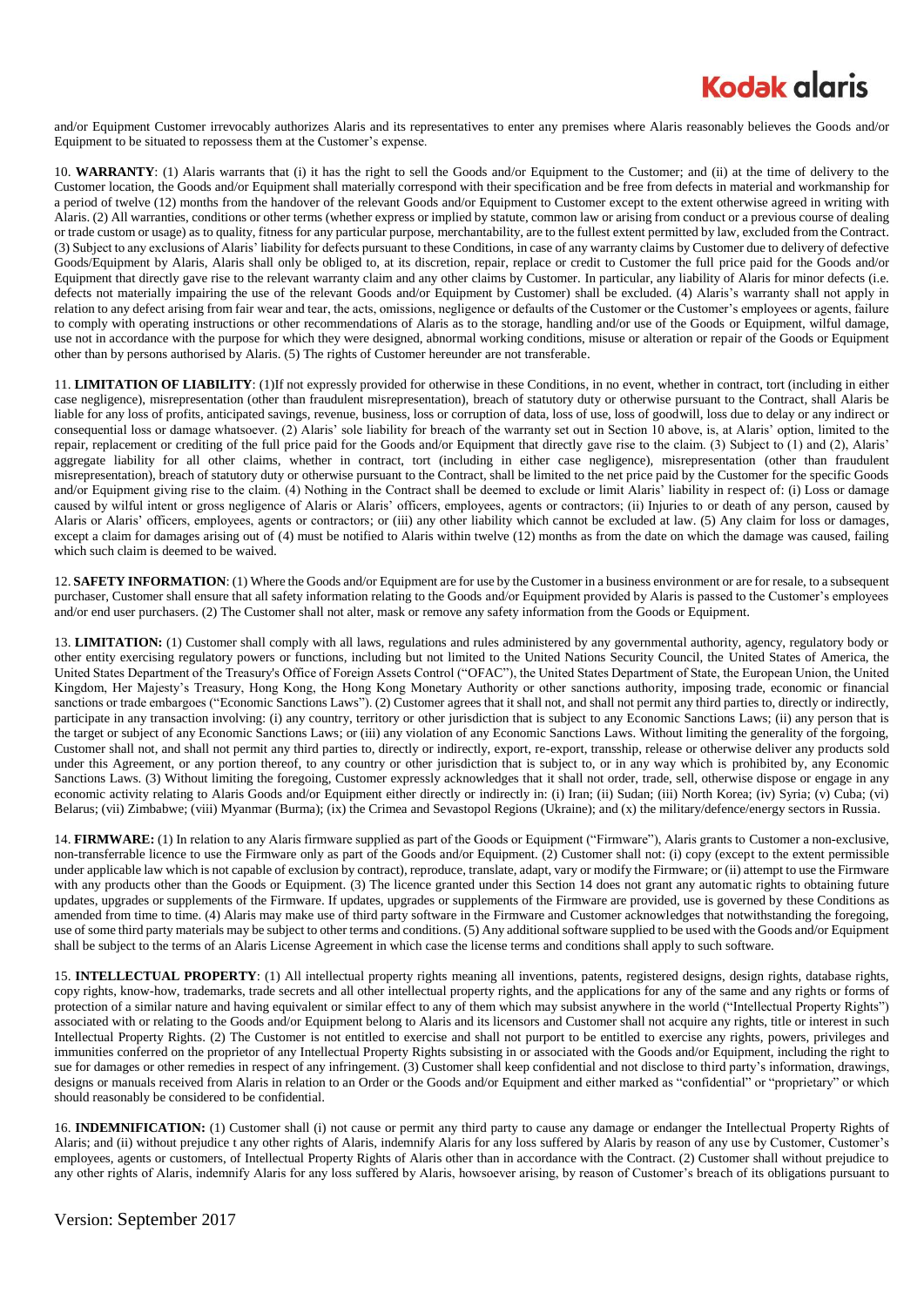and/or Equipment Customer irrevocably authorizes Alaris and its representatives to enter any premises where Alaris reasonably believes the Goods and/or Equipment to be situated to repossess them at the Customer's expense.

10. **WARRANTY**: (1) Alaris warrants that (i) it has the right to sell the Goods and/or Equipment to the Customer; and (ii) at the time of delivery to the Customer location, the Goods and/or Equipment shall materially correspond with their specification and be free from defects in material and workmanship for a period of twelve (12) months from the handover of the relevant Goods and/or Equipment to Customer except to the extent otherwise agreed in writing with Alaris. (2) All warranties, conditions or other terms (whether express or implied by statute, common law or arising from conduct or a previous course of dealing or trade custom or usage) as to quality, fitness for any particular purpose, merchantability, are to the fullest extent permitted by law, excluded from the Contract. (3) Subject to any exclusions of Alaris' liability for defects pursuant to these Conditions, in case of any warranty claims by Customer due to delivery of defective Goods/Equipment by Alaris, Alaris shall only be obliged to, at its discretion, repair, replace or credit to Customer the full price paid for the Goods and/or Equipment that directly gave rise to the relevant warranty claim and any other claims by Customer. In particular, any liability of Alaris for minor defects (i.e. defects not materially impairing the use of the relevant Goods and/or Equipment by Customer) shall be excluded. (4) Alaris's warranty shall not apply in relation to any defect arising from fair wear and tear, the acts, omissions, negligence or defaults of the Customer or the Customer's employees or agents, failure to comply with operating instructions or other recommendations of Alaris as to the storage, handling and/or use of the Goods or Equipment, wilful damage, use not in accordance with the purpose for which they were designed, abnormal working conditions, misuse or alteration or repair of the Goods or Equipment other than by persons authorised by Alaris. (5) The rights of Customer hereunder are not transferable.

11. **LIMITATION OF LIABILITY**: (1)If not expressly provided for otherwise in these Conditions, in no event, whether in contract, tort (including in either case negligence), misrepresentation (other than fraudulent misrepresentation), breach of statutory duty or otherwise pursuant to the Contract, shall Alaris be liable for any loss of profits, anticipated savings, revenue, business, loss or corruption of data, loss of use, loss of goodwill, loss due to delay or any indirect or consequential loss or damage whatsoever. (2) Alaris' sole liability for breach of the warranty set out in Section 10 above, is, at Alaris' option, limited to the repair, replacement or crediting of the full price paid for the Goods and/or Equipment that directly gave rise to the claim. (3) Subject to (1) and (2), Alaris' aggregate liability for all other claims, whether in contract, tort (including in either case negligence), misrepresentation (other than fraudulent misrepresentation), breach of statutory duty or otherwise pursuant to the Contract, shall be limited to the net price paid by the Customer for the specific Goods and/or Equipment giving rise to the claim. (4) Nothing in the Contract shall be deemed to exclude or limit Alaris' liability in respect of: (i) Loss or damage caused by wilful intent or gross negligence of Alaris or Alaris' officers, employees, agents or contractors; (ii) Injuries to or death of any person, caused by Alaris or Alaris' officers, employees, agents or contractors; or (iii) any other liability which cannot be excluded at law. (5) Any claim for loss or damages, except a claim for damages arising out of (4) must be notified to Alaris within twelve (12) months as from the date on which the damage was caused, failing which such claim is deemed to be waived.

12. **SAFETY INFORMATION**: (1) Where the Goods and/or Equipment are for use by the Customer in a business environment or are for resale, to a subsequent purchaser, Customer shall ensure that all safety information relating to the Goods and/or Equipment provided by Alaris is passed to the Customer's employees and/or end user purchasers. (2) The Customer shall not alter, mask or remove any safety information from the Goods or Equipment.

13. **LIMITATION:** (1) Customer shall comply with all laws, regulations and rules administered by any governmental authority, agency, regulatory body or other entity exercising regulatory powers or functions, including but not limited to the United Nations Security Council, the United States of America, the United States Department of the Treasury's Office of Foreign Assets Control ("OFAC"), the United States Department of State, the European Union, the United Kingdom, Her Majesty's Treasury, Hong Kong, the Hong Kong Monetary Authority or other sanctions authority, imposing trade, economic or financial sanctions or trade embargoes ("Economic Sanctions Laws"). (2) Customer agrees that it shall not, and shall not permit any third parties to, directly or indirectly, participate in any transaction involving: (i) any country, territory or other jurisdiction that is subject to any Economic Sanctions Laws; (ii) any person that is the target or subject of any Economic Sanctions Laws; or (iii) any violation of any Economic Sanctions Laws. Without limiting the generality of the forgoing, Customer shall not, and shall not permit any third parties to, directly or indirectly, export, re-export, transship, release or otherwise deliver any products sold under this Agreement, or any portion thereof, to any country or other jurisdiction that is subject to, or in any way which is prohibited by, any Economic Sanctions Laws. (3) Without limiting the foregoing, Customer expressly acknowledges that it shall not order, trade, sell, otherwise dispose or engage in any economic activity relating to Alaris Goods and/or Equipment either directly or indirectly in: (i) Iran; (ii) Sudan; (iii) North Korea; (iv) Syria; (v) Cuba; (vi) Belarus; (vii) Zimbabwe; (viii) Myanmar (Burma); (ix) the Crimea and Sevastopol Regions (Ukraine); and (x) the military/defence/energy sectors in Russia.

14. **FIRMWARE:** (1) In relation to any Alaris firmware supplied as part of the Goods or Equipment ("Firmware"), Alaris grants to Customer a non-exclusive, non-transferrable licence to use the Firmware only as part of the Goods and/or Equipment. (2) Customer shall not: (i) copy (except to the extent permissible under applicable law which is not capable of exclusion by contract), reproduce, translate, adapt, vary or modify the Firmware; or (ii) attempt to use the Firmware with any products other than the Goods or Equipment. (3) The licence granted under this Section 14 does not grant any automatic rights to obtaining future updates, upgrades or supplements of the Firmware. If updates, upgrades or supplements of the Firmware are provided, use is governed by these Conditions as amended from time to time. (4) Alaris may make use of third party software in the Firmware and Customer acknowledges that notwithstanding the foregoing, use of some third party materials may be subject to other terms and conditions. (5) Any additional software supplied to be used with the Goods and/or Equipment shall be subject to the terms of an Alaris License Agreement in which case the license terms and conditions shall apply to such software.

15. **INTELLECTUAL PROPERTY**: (1) All intellectual property rights meaning all inventions, patents, registered designs, design rights, database rights, copy rights, know-how, trademarks, trade secrets and all other intellectual property rights, and the applications for any of the same and any rights or forms of protection of a similar nature and having equivalent or similar effect to any of them which may subsist anywhere in the world ("Intellectual Property Rights") associated with or relating to the Goods and/or Equipment belong to Alaris and its licensors and Customer shall not acquire any rights, title or interest in such Intellectual Property Rights. (2) The Customer is not entitled to exercise and shall not purport to be entitled to exercise any rights, powers, privileges and immunities conferred on the proprietor of any Intellectual Property Rights subsisting in or associated with the Goods and/or Equipment, including the right to sue for damages or other remedies in respect of any infringement. (3) Customer shall keep confidential and not disclose to third party's information, drawings, designs or manuals received from Alaris in relation to an Order or the Goods and/or Equipment and either marked as "confidential" or "proprietary" or which should reasonably be considered to be confidential.

16. **INDEMNIFICATION:** (1) Customer shall (i) not cause or permit any third party to cause any damage or endanger the Intellectual Property Rights of Alaris; and (ii) without prejudice t any other rights of Alaris, indemnify Alaris for any loss suffered by Alaris by reason of any use by Customer, Customer's employees, agents or customers, of Intellectual Property Rights of Alaris other than in accordance with the Contract. (2) Customer shall without prejudice to any other rights of Alaris, indemnify Alaris for any loss suffered by Alaris, howsoever arising, by reason of Customer's breach of its obligations pursuant to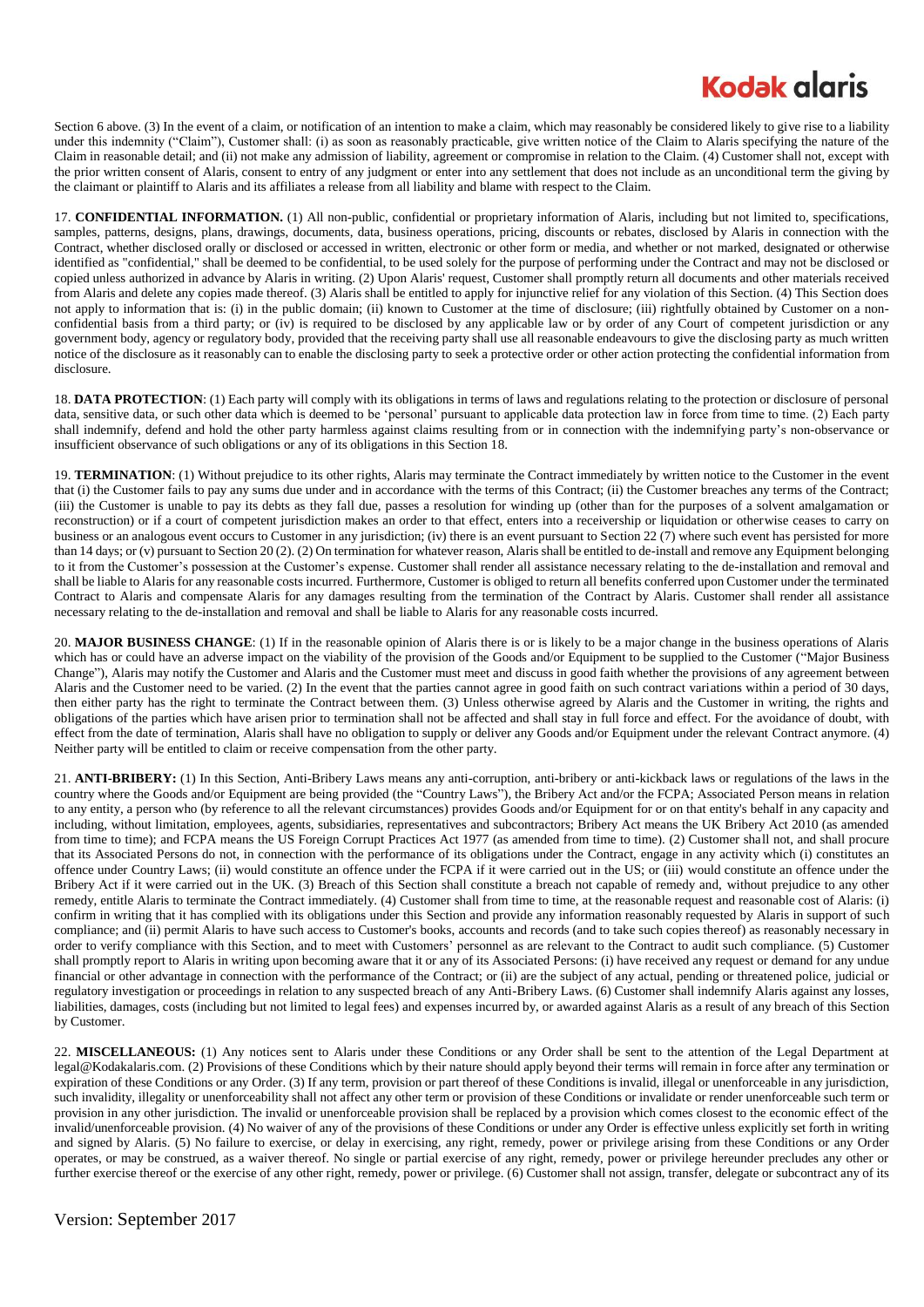Section 6 above. (3) In the event of a claim, or notification of an intention to make a claim, which may reasonably be considered likely to give rise to a liability under this indemnity ("Claim"), Customer shall: (i) as soon as reasonably practicable, give written notice of the Claim to Alaris specifying the nature of the Claim in reasonable detail; and (ii) not make any admission of liability, agreement or compromise in relation to the Claim. (4) Customer shall not, except with the prior written consent of Alaris, consent to entry of any judgment or enter into any settlement that does not include as an unconditional term the giving by the claimant or plaintiff to Alaris and its affiliates a release from all liability and blame with respect to the Claim.

17. **CONFIDENTIAL INFORMATION.** (1) All non-public, confidential or proprietary information of Alaris, including but not limited to, specifications, samples, patterns, designs, plans, drawings, documents, data, business operations, pricing, discounts or rebates, disclosed by Alaris in connection with the Contract, whether disclosed orally or disclosed or accessed in written, electronic or other form or media, and whether or not marked, designated or otherwise identified as "confidential," shall be deemed to be confidential, to be used solely for the purpose of performing under the Contract and may not be disclosed or copied unless authorized in advance by Alaris in writing. (2) Upon Alaris' request, Customer shall promptly return all documents and other materials received from Alaris and delete any copies made thereof. (3) Alaris shall be entitled to apply for injunctive relief for any violation of this Section. (4) This Section does not apply to information that is: (i) in the public domain; (ii) known to Customer at the time of disclosure; (iii) rightfully obtained by Customer on a non-confidential basis from a third party; or (iv) is required to be disclosed by any applicable law or by order of any Court of competent jurisdiction or any government body, agency or regulatory body, provided that the receiving party shall use all reasonable endeavours to give the disclosing party as much written notice of the disclosure as it reasonably can to enable the disclosing party to seek a protective order or other action protecting the confidential information from disclosure.

18. **DATA PROTECTION**: (1) Each party will comply with its obligations in terms of laws and regulations relating to the protection or disclosure of personal data, sensitive data, or such other data which is deemed to be 'personal' pursuant to applicable data protection law in force from time to time. (2) Each party shall indemnify, defend and hold the other party harmless against claims resulting from or in connection with the indemnifying party's non-observance or insufficient observance of such obligations or any of its obligations in this Section 18.

19. **TERMINATION**: (1) Without prejudice to its other rights, Alaris may terminate the Contract immediately by written notice to the Customer in the event that (i) the Customer fails to pay any sums due under and in accordance with the terms of this Contract; (ii) the Customer breaches any terms of the Contract; (iii) the Customer is unable to pay its debts as they fall due, passes a resolution for winding up (other than for the purposes of a solvent amalgamation or reconstruction) or if a court of competent jurisdiction makes an order to that effect, enters into a receivership or liquidation or otherwise ceases to carry on business or an analogous event occurs to Customer in any jurisdiction; (iv) there is an event pursuant to Section 22 (7) where such event has persisted for more than 14 days; or (v) pursuant to Section 20 (2). (2) On termination for whatever reason, Alaris shall be entitled to de-install and remove any Equipment belonging to it from the Customer's possession at the Customer's expense. Customer shall render all assistance necessary relating to the de-installation and removal and shall be liable to Alaris for any reasonable costs incurred. Furthermore, Customer is obliged to return all benefits conferred upon Customer under the terminated Contract to Alaris and compensate Alaris for any damages resulting from the termination of the Contract by Alaris. Customer shall render all assistance necessary relating to the de-installation and removal and shall be liable to Alaris for any reasonable costs incurred.

20. **MAJOR BUSINESS CHANGE**: (1) If in the reasonable opinion of Alaris there is or is likely to be a major change in the business operations of Alaris which has or could have an adverse impact on the viability of the provision of the Goods and/or Equipment to be supplied to the Customer ("Major Business Change"), Alaris may notify the Customer and Alaris and the Customer must meet and discuss in good faith whether the provisions of any agreement between Alaris and the Customer need to be varied. (2) In the event that the parties cannot agree in good faith on such contract variations within a period of 30 days, then either party has the right to terminate the Contract between them. (3) Unless otherwise agreed by Alaris and the Customer in writing, the rights and obligations of the parties which have arisen prior to termination shall not be affected and shall stay in full force and effect. For the avoidance of doubt, with effect from the date of termination, Alaris shall have no obligation to supply or deliver any Goods and/or Equipment under the relevant Contract anymore. (4) Neither party will be entitled to claim or receive compensation from the other party.

21. **ANTI-BRIBERY:** (1) In this Section, Anti-Bribery Laws means any anti-corruption, anti-bribery or anti-kickback laws or regulations of the laws in the country where the Goods and/or Equipment are being provided (the "Country Laws"), the Bribery Act and/or the FCPA; Associated Person means in relation to any entity, a person who (by reference to all the relevant circumstances) provides Goods and/or Equipment for or on that entity's behalf in any capacity and including, without limitation, employees, agents, subsidiaries, representatives and subcontractors; Bribery Act means the UK Bribery Act 2010 (as amended from time to time); and FCPA means the US Foreign Corrupt Practices Act 1977 (as amended from time to time). (2) Customer shall not, and shall procure that its Associated Persons do not, in connection with the performance of its obligations under the Contract, engage in any activity which (i) constitutes an offence under Country Laws; (ii) would constitute an offence under the FCPA if it were carried out in the US; or (iii) would constitute an offence under the Bribery Act if it were carried out in the UK. (3) Breach of this Section shall constitute a breach not capable of remedy and, without prejudice to any other remedy, entitle Alaris to terminate the Contract immediately. (4) Customer shall from time to time, at the reasonable request and reasonable cost of Alaris: (i) confirm in writing that it has complied with its obligations under this Section and provide any information reasonably requested by Alaris in support of such compliance; and (ii) permit Alaris to have such access to Customer's books, accounts and records (and to take such copies thereof) as reasonably necessary in order to verify compliance with this Section, and to meet with Customers' personnel as are relevant to the Contract to audit such compliance. (5) Customer shall promptly report to Alaris in writing upon becoming aware that it or any of its Associated Persons: (i) have received any request or demand for any undue financial or other advantage in connection with the performance of the Contract; or (ii) are the subject of any actual, pending or threatened police, judicial or regulatory investigation or proceedings in relation to any suspected breach of any Anti-Bribery Laws. (6) Customer shall indemnify Alaris against any losses, liabilities, damages, costs (including but not limited to legal fees) and expenses incurred by, or awarded against Alaris as a result of any breach of this Section by Customer.

22. **MISCELLANEOUS:** (1) Any notices sent to Alaris under these Conditions or any Order shall be sent to the attention of the Legal Department at legal@Kodakalaris.com. (2) Provisions of these Conditions which by their nature should apply beyond their terms will remain in force after any termination or expiration of these Conditions or any Order. (3) If any term, provision or part thereof of these Conditions is invalid, illegal or unenforceable in any jurisdiction, such invalidity, illegality or unenforceability shall not affect any other term or provision of these Conditions or invalidate or render unenforceable such term or provision in any other jurisdiction. The invalid or unenforceable provision shall be replaced by a provision which comes closest to the economic effect of the invalid/unenforceable provision. (4) No waiver of any of the provisions of these Conditions or under any Order is effective unless explicitly set forth in writing and signed by Alaris. (5) No failure to exercise, or delay in exercising, any right, remedy, power or privilege arising from these Conditions or any Order operates, or may be construed, as a waiver thereof. No single or partial exercise of any right, remedy, power or privilege hereunder precludes any other or further exercise thereof or the exercise of any other right, remedy, power or privilege. (6) Customer shall not assign, transfer, delegate or subcontract any of its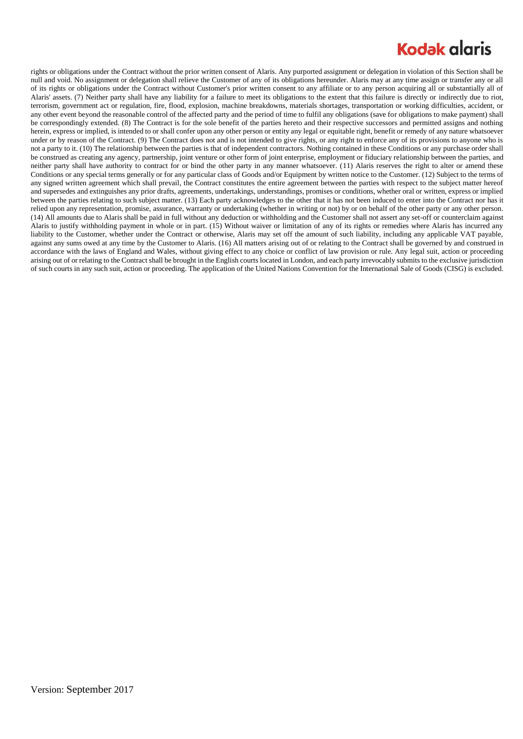rights or obligations under the Contract without the prior written consent of Alaris. Any purported assignment or delegation in violation of this Section shall be null and void. No assignment or delegation shall relieve the Customer of any of its obligations hereunder. Alaris may at any time assign or transfer any or all of its rights or obligations under the Contract without Customer's prior written consent to any affiliate or to any person acquiring all or substantially all of Alaris' assets. (7) Neither party shall have any liability for a failure to meet its obligations to the extent that this failure is directly or indirectly due to riot, terrorism, government act or regulation, fire, flood, explosion, machine breakdowns, materials shortages, transportation or working difficulties, accident, or any other event beyond the reasonable control of the affected party and the period of time to fulfil any obligations (save for obligations to make payment) shall be correspondingly extended. (8) The Contract is for the sole benefit of the parties hereto and their respective successors and permitted assigns and nothing herein, express or implied, is intended to or shall confer upon any other person or entity any legal or equitable right, benefit or remedy of any nature whatsoever under or by reason of the Contract. (9) The Contract does not and is not intended to give rights, or any right to enforce any of its provisions to anyone who is not a party to it. (10) The relationship between the parties is that of independent contractors. Nothing contained in these Conditions or any purchase order shall be construed as creating any agency, partnership, joint venture or other form of joint enterprise, employment or fiduciary relationship between the parties, and neither party shall have authority to contract for or bind the other party in any manner whatsoever. (11) Alaris reserves the right to alter or amend these Conditions or any special terms generally or for any particular class of Goods and/or Equipment by written notice to the Customer. (12) Subject to the terms of any signed written agreement which shall prevail, the Contract constitutes the entire agreement between the parties with respect to the subject matter hereof and supersedes and extinguishes any prior drafts, agreements, undertakings, understandings, promises or conditions, whether oral or written, express or implied between the parties relating to such subject matter. (13) Each party acknowledges to the other that it has not been induced to enter into the Contract nor has it relied upon any representation, promise, assurance, warranty or undertaking (whether in writing or not) by or on behalf of the other party or any other person. (14) All amounts due to Alaris shall be paid in full without any deduction or withholding and the Customer shall not assert any set-off or counterclaim against Alaris to justify withholding payment in whole or in part. (15) Without waiver or limitation of any of its rights or remedies where Alaris has incurred any liability to the Customer, whether under the Contract or otherwise, Alaris may set off the amount of such liability, including any applicable VAT payable, against any sums owed at any time by the Customer to Alaris. (16) All matters arising out of or relating to the Contract shall be governed by and construed in accordance with the laws of England and Wales, without giving effect to any choice or conflict of law provision or rule. Any legal suit, action or proceeding arising out of or relating to the Contract shall be brought in the English courts located in London, and each party irrevocably submits to the exclusive jurisdiction of such courts in any such suit, action or proceeding. The application of the United Nations Convention for the International Sale of Goods (CISG) is excluded.

Version: September 2017